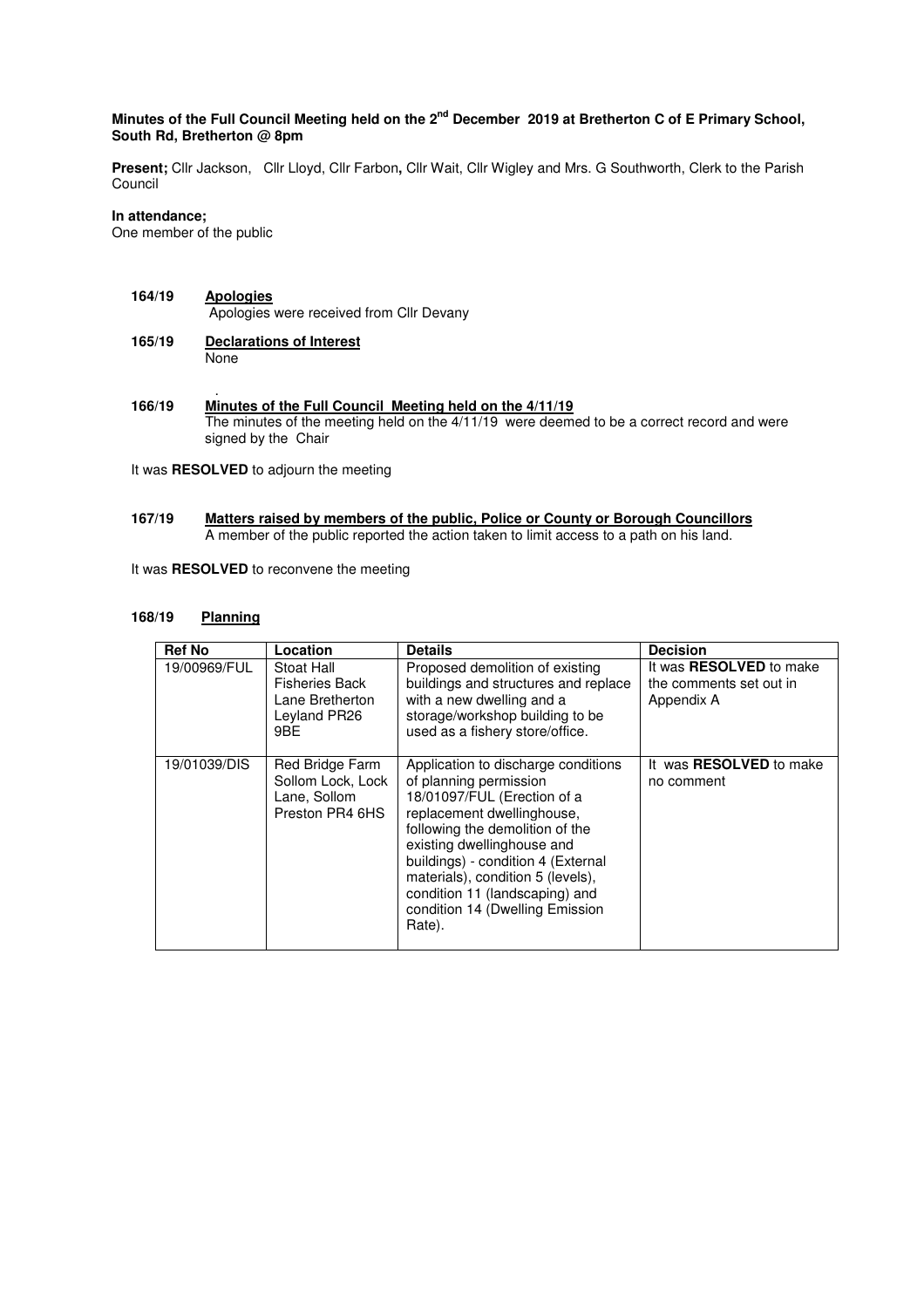**Minutes of the Full Council Meeting held on the 2nd December 2019 at Bretherton C of E Primary School, South Rd, Bretherton @ 8pm**

**Present;** Cllr Jackson, Cllr Lloyd, Cllr Farbon**,** Cllr Wait, Cllr Wigley and Mrs. G Southworth, Clerk to the Parish Council

**In attendance;**

One member of the public

**164/19 Apologies**

Apologies were received from Cllr Devany

**165/19 Declarations of Interest**

None

**166/19 Minutes of the Full Council Meeting held on the 4/11/19**

The minutes of the meeting held on the 4/11/19 were deemed to be a correct record and were signed by the Chair

It was **RESOLVED** to adjourn the meeting

**167/19 Matters raised by members of the public, Police or County or Borough Councillors**

A member of the public reported the action taken to limit access to a path on his land.

It was **RESOLVED** to reconvene the meeting

**168/19 Planning**

| Ref No | Location | Details | Decision |
|---|---|---|---|
| 19/00969/FUL | Stoat Hall Fisheries Back Lane Bretherton Leyland PR26 9BE | Proposed demolition of existing buildings and structures and replace with a new dwelling and a storage/workshop building to be used as a fishery store/office. | It was **RESOLVED** to make the comments set out in Appendix A |
| 19/01039/DIS | Red Bridge Farm Sollom Lock, Lock Lane, Sollom Preston PR4 6HS | Application to discharge conditions of planning permission 18/01097/FUL (Erection of a replacement dwellinghouse, following the demolition of the existing dwellinghouse and buildings) - condition 4 (External materials), condition 5 (levels), condition 11 (landscaping) and condition 14 (Dwelling Emission Rate). | It was **RESOLVED** to make no comment |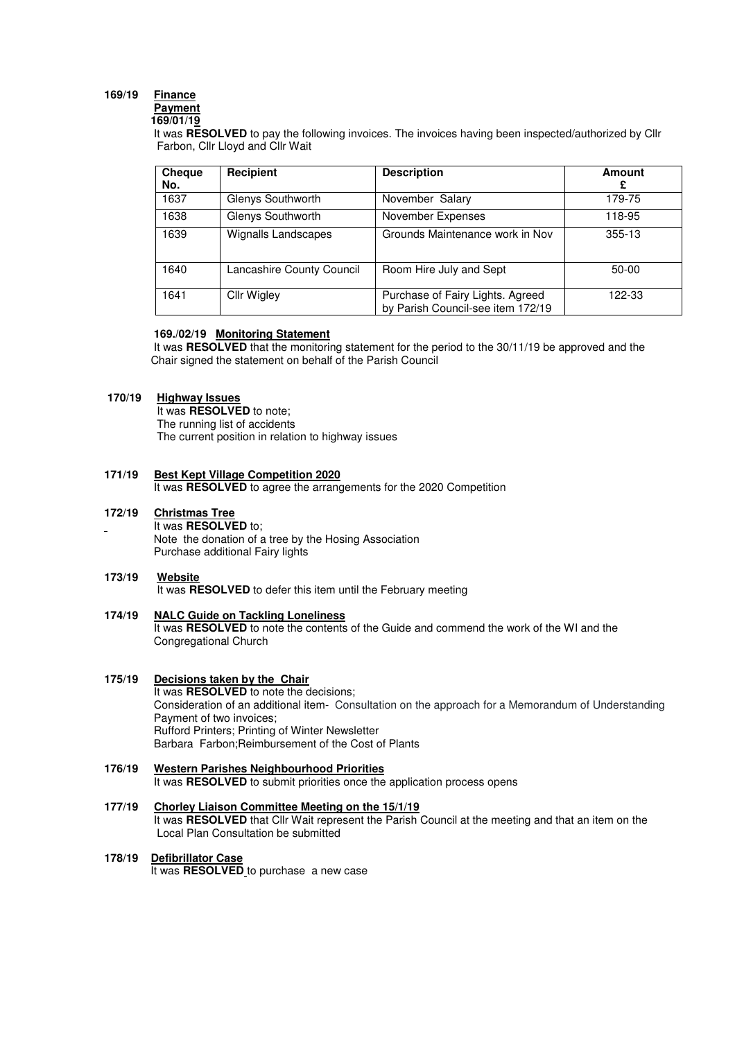**169/19 Finance**

**Payment**

**169/01/19**

It was **RESOLVED** to pay the following invoices. The invoices having been inspected/authorized by Cllr Farbon, Cllr Lloyd and Cllr Wait

| Cheque No. | Recipient | Description | Amount £ |
|---|---|---|---|
| 1637 | Glenys Southworth | November Salary | 179-75 |
| 1638 | Glenys Southworth | November Expenses | 118-95 |
| 1639 | Wignalls Landscapes | Grounds Maintenance work in Nov | 355-13 |
| 1640 | Lancashire County Council | Room Hire July and Sept | 50-00 |
| 1641 | Cllr Wigley | Purchase of Fairy Lights. Agreed by Parish Council-see item 172/19 | 122-33 |

**169./02/19 Monitoring Statement**

It was **RESOLVED** that the monitoring statement for the period to the 30/11/19 be approved and the Chair signed the statement on behalf of the Parish Council

**170/19 Highway Issues**

It was **RESOLVED** to note;
The running list of accidents
The current position in relation to highway issues

**171/19 Best Kept Village Competition 2020**

It was **RESOLVED** to agree the arrangements for the 2020 Competition

**172/19 Christmas Tree**

It was **RESOLVED** to;
Note the donation of a tree by the Hosing Association
Purchase additional Fairy lights

**173/19 Website**

It was **RESOLVED** to defer this item until the February meeting

**174/19 NALC Guide on Tackling Loneliness**

It was **RESOLVED** to note the contents of the Guide and commend the work of the WI and the Congregational Church

**175/19 Decisions taken by the Chair**

It was **RESOLVED** to note the decisions;
Consideration of an additional item- Consultation on the approach for a Memorandum of Understanding
Payment of two invoices;
Rufford Printers; Printing of Winter Newsletter
Barbara Farbon;Reimbursement of the Cost of Plants

**176/19 Western Parishes Neighbourhood Priorities**

It was **RESOLVED** to submit priorities once the application process opens

**177/19 Chorley Liaison Committee Meeting on the 15/1/19**

It was **RESOLVED** that Cllr Wait represent the Parish Council at the meeting and that an item on the Local Plan Consultation be submitted

**178/19 Defibrillator Case**

It was **RESOLVED** to purchase a new case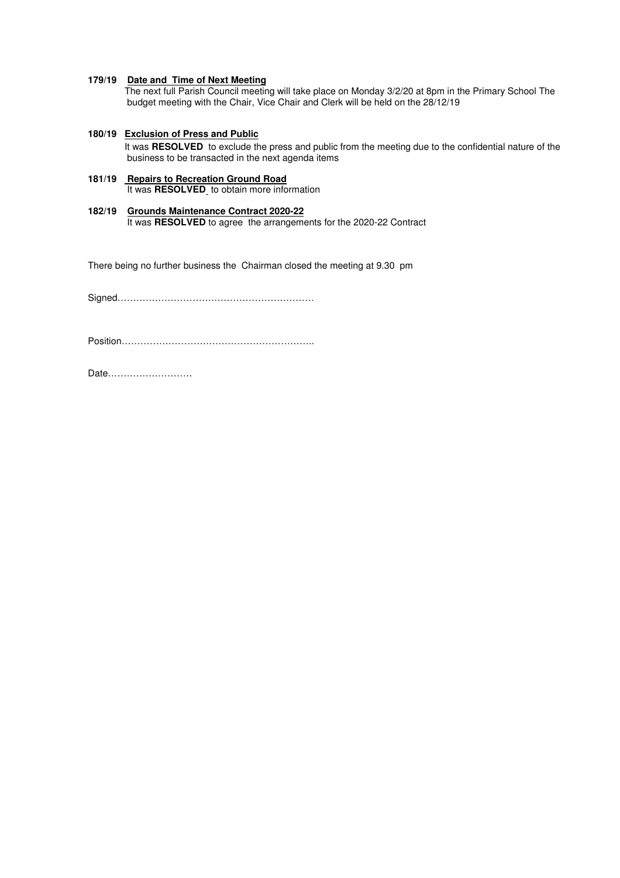**179/19 Date and Time of Next Meeting**

The next full Parish Council meeting will take place on Monday 3/2/20 at 8pm in the Primary School The budget meeting with the Chair, Vice Chair and Clerk will be held on the 28/12/19

**180/19 Exclusion of Press and Public**

It was **RESOLVED** to exclude the press and public from the meeting due to the confidential nature of the business to be transacted in the next agenda items

**181/19 Repairs to Recreation Ground Road**

It was **RESOLVED** to obtain more information

**182/19 Grounds Maintenance Contract 2020-22**

It was **RESOLVED** to agree the arrangements for the 2020-22 Contract

There being no further business the Chairman closed the meeting at 9.30 pm

Signed……………………………………………………

Position…………………………………………………..

Date………………………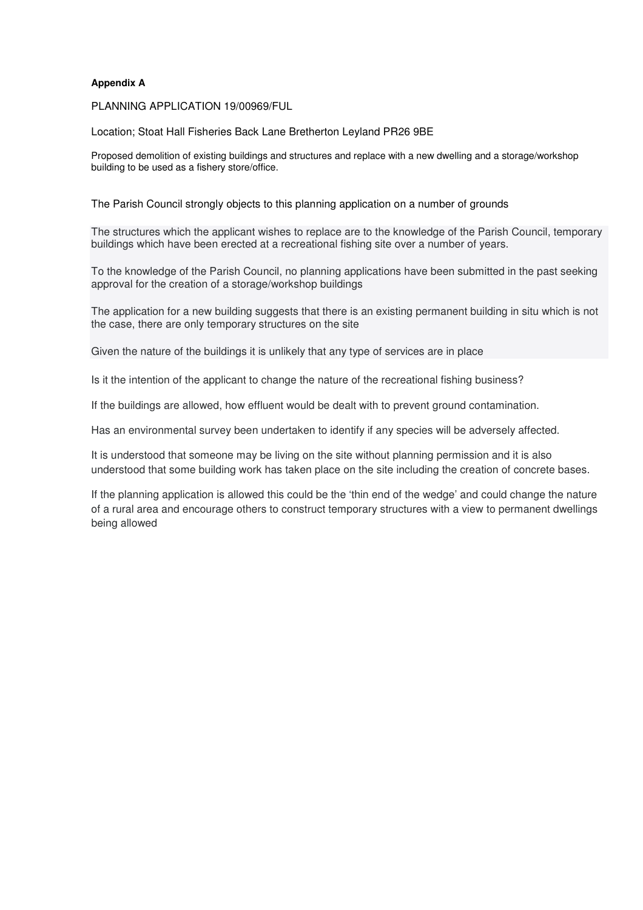**Appendix A**

PLANNING APPLICATION 19/00969/FUL

Location; Stoat Hall Fisheries Back Lane Bretherton Leyland PR26 9BE

Proposed demolition of existing buildings and structures and replace with a new dwelling and a storage/workshop building to be used as a fishery store/office.

The Parish Council strongly objects to this planning application on a number of grounds

The structures which the applicant wishes to replace are to the knowledge of the Parish Council, temporary buildings which have been erected at a recreational fishing site over a number of years.

To the knowledge of the Parish Council, no planning applications have been submitted in the past seeking approval for the creation of a storage/workshop buildings

The application for a new building suggests that there is an existing permanent building in situ which is not the case, there are only temporary structures on the site

Given the nature of the buildings it is unlikely that any type of services are in place

Is it the intention of the applicant to change the nature of the recreational fishing business?

If the buildings are allowed, how effluent would be dealt with to prevent ground contamination.

Has an environmental survey been undertaken to identify if any species will be adversely affected.

It is understood that someone may be living on the site without planning permission and it is also understood that some building work has taken place on the site including the creation of concrete bases.

If the planning application is allowed this could be the 'thin end of the wedge' and could change the nature of a rural area and encourage others to construct temporary structures with a view to permanent dwellings being allowed